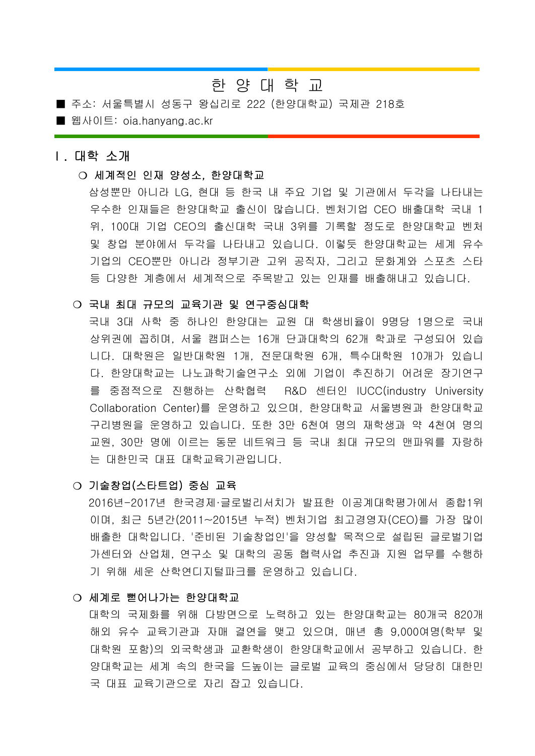# 한 양 대 학 교

■ 주소: 서울특별시 성동구 왕십리로 222 (한양대학교) 국제관 218호

■ 웹사이트: oia.hanyang.ac.kr

## Ⅰ. 대학 소개

### ❍ 세계적인 인재 양성소, 한양대학교

삼성뿐만 아니라 LG, 현대 등 한국 내 주요 기업 및 기관에서 두각을 나타내는 우수한 인재들은 한양대학교 출신이 많습니다. 벤처기업 CEO 배출대학 국내 1위, 100대 기업 CEO의 출신대학 국내 3위를 기록할 정도로 한양대학교 벤처 및 창업 분야에서 두각을 나타내고 있습니다. 이렇듯 한양대학교는 세계 유수 기업의 CEO뿐만 아니라 정부기관 고위 공직자, 그리고 문화계와 스포츠 스타 등 다양한 계층에서 세계적으로 주목받고 있는 인재를 배출해내고 있습니다.

### ❍ 국내 최대 규모의 교육기관 및 연구중심대학

국내 3대 사학 중 하나인 한양대는 교원 대 학생비율이 9명당 1명으로 국내 상위권에 꼽히며, 서울 캠퍼스는 16개 단과대학의 62개 학과로 구성되어 있습니다. 대학원은 일반대학원 1개, 전문대학원 6개, 특수대학원 10개가 있습니다. 한양대학교는 나노과학기술연구소 외에 기업이 추진하기 어려운 장기연구를 중점적으로 진행하는 산학협력 R&D 센터인 IUCC(industry University Collaboration Center)를 운영하고 있으며, 한양대학교 서울병원과 한양대학교 구리병원을 운영하고 있습니다. 또한 3만 6천여 명의 재학생과 약 4천여 명의 교원, 30만 명에 이르는 동문 네트워크 등 국내 최대 규모의 맨파워를 자랑하는 대한민국 대표 대학교육기관입니다.

### ❍ 기술창업(스타트업) 중심 교육

2016년-2017년 한국경제·글로벌리서치가 발표한 이공계대학평가에서 종합1위이며, 최근 5년간(2011~2015년 누적) 벤처기업 최고경영자(CEO)를 가장 많이 배출한 대학입니다. '준비된 기술창업인'을 양성할 목적으로 설립된 글로벌기업가센터와 산업체, 연구소 및 대학의 공동 협력사업 추진과 지원 업무를 수행하기 위해 세운 산학연디지털파크를 운영하고 있습니다.

### ❍ 세계로 뻗어나가는 한양대학교

대학의 국제화를 위해 다방면으로 노력하고 있는 한양대학교는 80개국 820개 해외 유수 교육기관과 자매 결연을 맺고 있으며, 매년 총 9,000여명(학부 및 대학원 포함)의 외국학생과 교환학생이 한양대학교에서 공부하고 있습니다. 한양대학교는 세계 속의 한국을 드높이는 글로벌 교육의 중심에서 당당히 대한민국 대표 교육기관으로 자리 잡고 있습니다.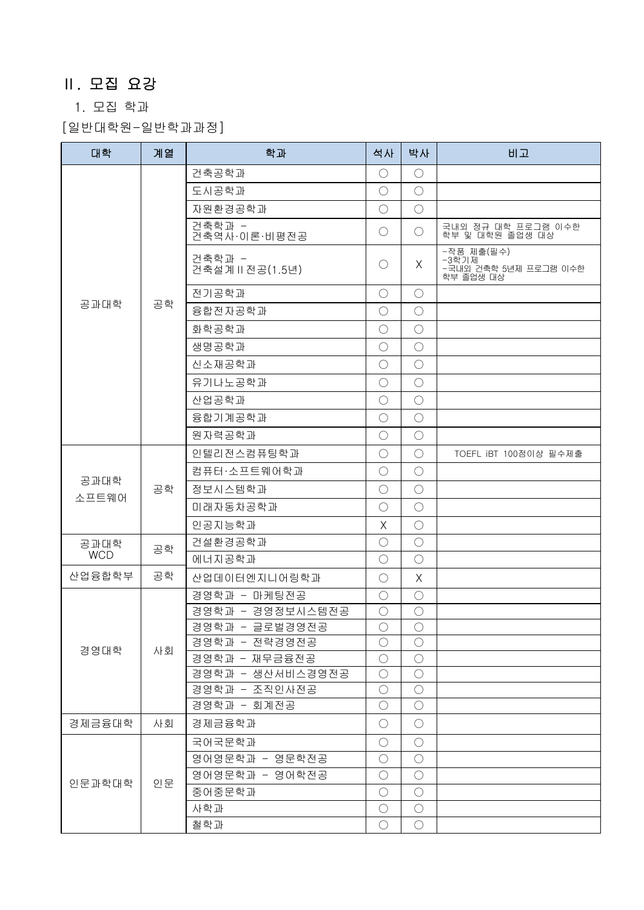## II. 모집 요강

### 1. 모집 학과

[일반대학원-일반학과과정]

| 대학 | 계열 | 학과 | 석사 | 박사 | 비고 |
|---|---|---|---|---|---|
| 공과대학 | 공학 | 건축공학과 | ○ | ○ | |
| | | 도시공학과 | ○ | ○ | |
| | | 자원환경공학과 | ○ | ○ | |
| | | 건축학과 - 건축역사·이론·비평전공 | ○ | ○ | 국내외 정규 대학 프로그램 이수한 학부 및 대학원 졸업생 대상 |
| | | 건축학과 - 건축설계II전공(1.5년) | ○ | X | -작품 제출(필수) -3학기제 -국내외 건축학 5년제 프로그램 이수한 학부 졸업생 대상 |
| | | 전기공학과 | ○ | ○ | |
| | | 융합전자공학과 | ○ | ○ | |
| | | 화학공학과 | ○ | ○ | |
| | | 생명공학과 | ○ | ○ | |
| | | 신소재공학과 | ○ | ○ | |
| | | 유기나노공학과 | ○ | ○ | |
| | | 산업공학과 | ○ | ○ | |
| | | 융합기계공학과 | ○ | ○ | |
| | | 원자력공학과 | ○ | ○ | |
| 공과대학 소프트웨어 | 공학 | 인텔리전스컴퓨팅학과 | ○ | ○ | TOEFL iBT 100점이상 필수제출 |
| | | 컴퓨터·소프트웨어학과 | ○ | ○ | |
| | | 정보시스템학과 | ○ | ○ | |
| | | 미래자동차공학과 | ○ | ○ | |
| | | 인공지능학과 | X | ○ | |
| 공과대학 WCD | 공학 | 건설환경공학과 | ○ | ○ | |
| | | 에너지공학과 | ○ | ○ | |
| 산업융합학부 | 공학 | 산업데이터엔지니어링학과 | ○ | X | |
| 경영대학 | 사회 | 경영학과 - 마케팅전공 | ○ | ○ | |
| | | 경영학과 - 경영정보시스템전공 | ○ | ○ | |
| | | 경영학과 - 글로벌경영전공 | ○ | ○ | |
| | | 경영학과 - 전략경영전공 | ○ | ○ | |
| | | 경영학과 - 재무금융전공 | ○ | ○ | |
| | | 경영학과 - 생산서비스경영전공 | ○ | ○ | |
| | | 경영학과 - 조직인사전공 | ○ | ○ | |
| | | 경영학과 - 회계전공 | ○ | ○ | |
| 경제금융대학 | 사회 | 경제금융학과 | ○ | ○ | |
| 인문과학대학 | 인문 | 국어국문학과 | ○ | ○ | |
| | | 영어영문학과 - 영문학전공 | ○ | ○ | |
| | | 영어영문학과 - 영어학전공 | ○ | ○ | |
| | | 중어중문학과 | ○ | ○ | |
| | | 사학과 | ○ | ○ | |
| | | 철학과 | ○ | ○ | |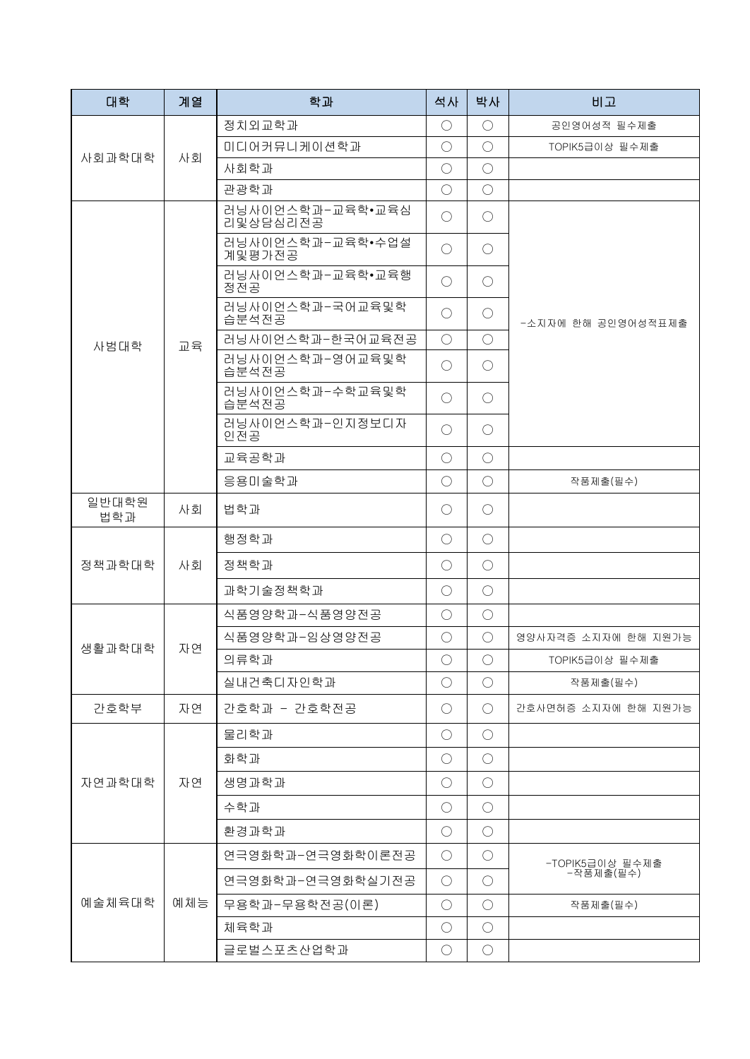| 대학 | 계열 | 학과 | 석사 | 박사 | 비고 |
|---|---|---|---|---|---|
| 사회과학대학 | 사회 | 정치외교학과 | ○ | ○ | 공인영어성적 필수제출 |
| | | 미디어커뮤니케이션학과 | ○ | ○ | TOPIK5급이상 필수제출 |
| | | 사회학과 | ○ | ○ | |
| | | 관광학과 | ○ | ○ | |
| 사범대학 | 교육 | 러닝사이언스학과-교육학•교육심리및상담심리전공 | ○ | ○ | -소지자에 한해 공인영어성적표제출 |
| | | 러닝사이언스학과-교육학•수업설계및평가전공 | ○ | ○ | |
| | | 러닝사이언스학과-교육학•교육행정전공 | ○ | ○ | |
| | | 러닝사이언스학과-국어교육및학습분석전공 | ○ | ○ | |
| | | 러닝사이언스학과-한국어교육전공 | ○ | ○ | |
| | | 러닝사이언스학과-영어교육및학습분석전공 | ○ | ○ | |
| | | 러닝사이언스학과-수학교육및학습분석전공 | ○ | ○ | |
| | | 러닝사이언스학과-인지정보디자인전공 | ○ | ○ | |
| | | 교육공학과 | ○ | ○ | |
| | | 응용미술학과 | ○ | ○ | 작품제출(필수) |
| 일반대학원 법학과 | 사회 | 법학과 | ○ | ○ | |
| 정책과학대학 | 사회 | 행정학과 | ○ | ○ | |
| | | 정책학과 | ○ | ○ | |
| | | 과학기술정책학과 | ○ | ○ | |
| 생활과학대학 | 자연 | 식품영양학과-식품영양전공 | ○ | ○ | |
| | | 식품영양학과-임상영양전공 | ○ | ○ | 영양사자격증 소지자에 한해 지원가능 |
| | | 의류학과 | ○ | ○ | TOPIK5급이상 필수제출 |
| | | 실내건축디자인학과 | ○ | ○ | 작품제출(필수) |
| 간호학부 | 자연 | 간호학과 - 간호학전공 | ○ | ○ | 간호사면허증 소지자에 한해 지원가능 |
| 자연과학대학 | 자연 | 물리학과 | ○ | ○ | |
| | | 화학과 | ○ | ○ | |
| | | 생명과학과 | ○ | ○ | |
| | | 수학과 | ○ | ○ | |
| | | 환경과학과 | ○ | ○ | |
| 예술체육대학 | 예체능 | 연극영화학과-연극영화학이론전공 | ○ | ○ | -TOPIK5급이상 필수제출 -작품제출(필수) |
| | | 연극영화학과-연극영화학실기전공 | ○ | ○ | |
| | | 무용학과-무용학전공(이론) | ○ | ○ | 작품제출(필수) |
| | | 체육학과 | ○ | ○ | |
| | | 글로벌스포츠산업학과 | ○ | ○ | |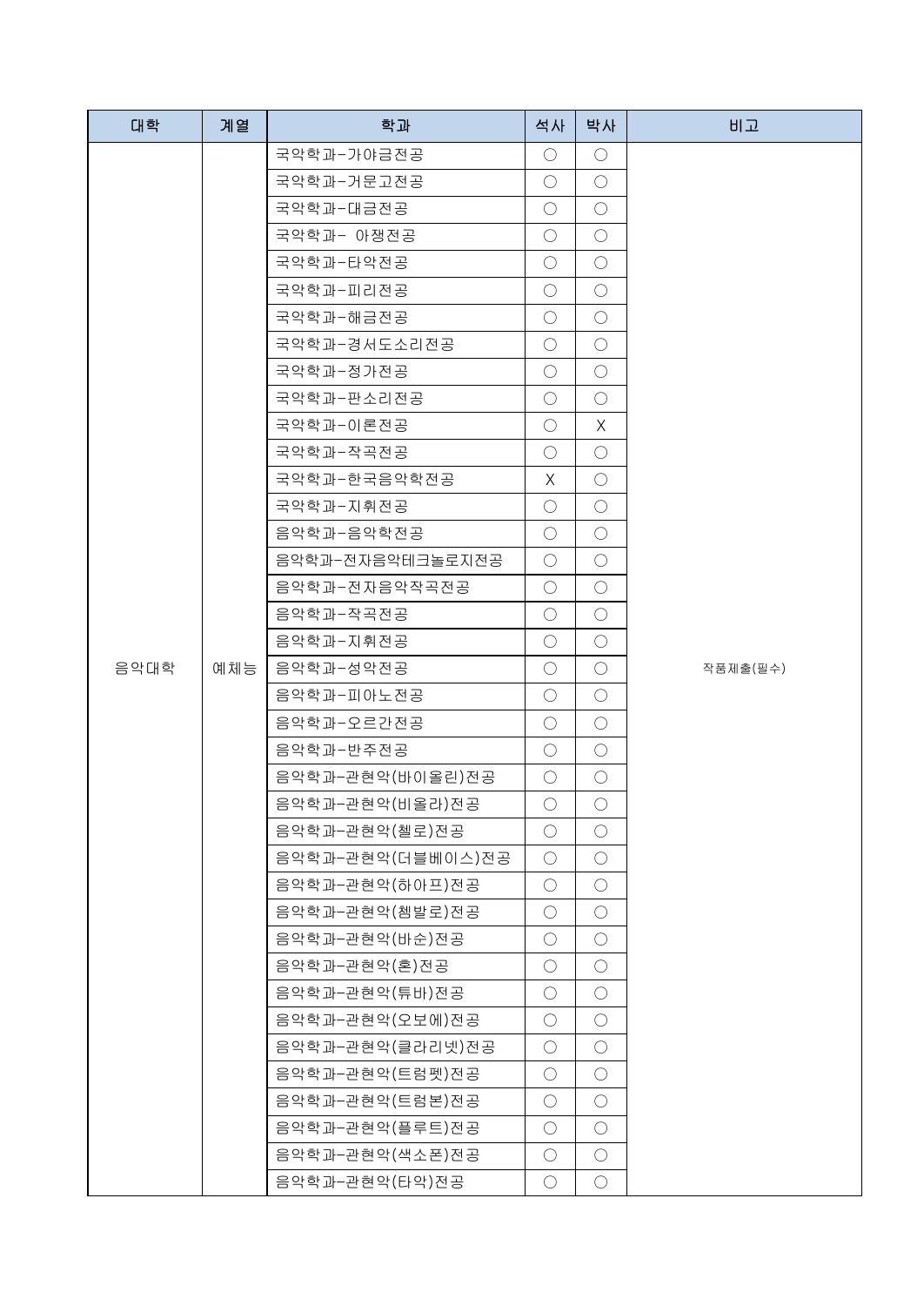| 대학 | 계열 | 학과 | 석사 | 박사 | 비고 |
| --- | --- | --- | --- | --- | --- |
| 음악대학 | 예체능 | 국악학과-가야금전공 | ○ | ○ | 작품제출(필수) |
| | | 국악학과-거문고전공 | ○ | ○ | |
| | | 국악학과-대금전공 | ○ | ○ | |
| | | 국악학과- 아쟁전공 | ○ | ○ | |
| | | 국악학과-타악전공 | ○ | ○ | |
| | | 국악학과-피리전공 | ○ | ○ | |
| | | 국악학과-해금전공 | ○ | ○ | |
| | | 국악학과-경서도소리전공 | ○ | ○ | |
| | | 국악학과-정가전공 | ○ | ○ | |
| | | 국악학과-판소리전공 | ○ | ○ | |
| | | 국악학과-이론전공 | ○ | X | |
| | | 국악학과-작곡전공 | ○ | ○ | |
| | | 국악학과-한국음악학전공 | X | ○ | |
| | | 국악학과-지휘전공 | ○ | ○ | |
| | | 음악학과-음악학전공 | ○ | ○ | |
| | | 음악학과-전자음악테크놀로지전공 | ○ | ○ | |
| | | 음악학과-전자음악작곡전공 | ○ | ○ | |
| | | 음악학과-작곡전공 | ○ | ○ | |
| | | 음악학과-지휘전공 | ○ | ○ | |
| | | 음악학과-성악전공 | ○ | ○ | |
| | | 음악학과-피아노전공 | ○ | ○ | |
| | | 음악학과-오르간전공 | ○ | ○ | |
| | | 음악학과-반주전공 | ○ | ○ | |
| | | 음악학과-관현악(바이올린)전공 | ○ | ○ | |
| | | 음악학과-관현악(비올라)전공 | ○ | ○ | |
| | | 음악학과-관현악(첼로)전공 | ○ | ○ | |
| | | 음악학과-관현악(더블베이스)전공 | ○ | ○ | |
| | | 음악학과-관현악(하아프)전공 | ○ | ○ | |
| | | 음악학과-관현악(쳄발로)전공 | ○ | ○ | |
| | | 음악학과-관현악(바순)전공 | ○ | ○ | |
| | | 음악학과-관현악(혼)전공 | ○ | ○ | |
| | | 음악학과-관현악(튜바)전공 | ○ | ○ | |
| | | 음악학과-관현악(오보에)전공 | ○ | ○ | |
| | | 음악학과-관현악(클라리넷)전공 | ○ | ○ | |
| | | 음악학과-관현악(트럼펫)전공 | ○ | ○ | |
| | | 음악학과-관현악(트럼본)전공 | ○ | ○ | |
| | | 음악학과-관현악(플루트)전공 | ○ | ○ | |
| | | 음악학과-관현악(색소폰)전공 | ○ | ○ | |
| | | 음악학과-관현악(타악)전공 | ○ | ○ | |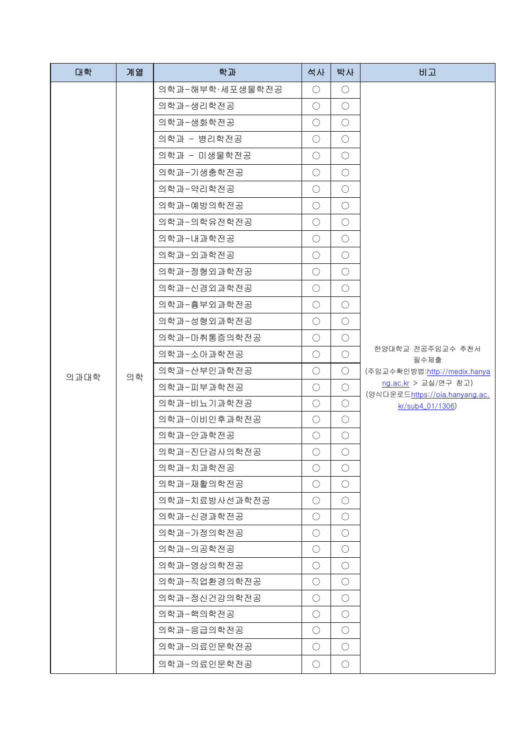| 대학 | 계열 | 학과 | 석사 | 박사 | 비고 |
|---|---|---|---|---|---|
| 의과대학 | 의학 | 의학과-해부학·세포생물학전공 | ○ | ○ | 한양대학교 전공주임교수 추천서 필수제출 (주임교수확인방법:http://medix.hanyang.ac.kr > 교실/연구 참고) (양식다운로드https://oia.hanyang.ac.kr/sub4_01/1306) |
| | | 의학과-생리학전공 | ○ | ○ | |
| | | 의학과-생화학전공 | ○ | ○ | |
| | | 의학과 - 병리학전공 | ○ | ○ | |
| | | 의학과 - 미생물학전공 | ○ | ○ | |
| | | 의학과-기생충학전공 | ○ | ○ | |
| | | 의학과-약리학전공 | ○ | ○ | |
| | | 의학과-예방의학전공 | ○ | ○ | |
| | | 의학과-의학유전학전공 | ○ | ○ | |
| | | 의학과-내과학전공 | ○ | ○ | |
| | | 의학과-외과학전공 | ○ | ○ | |
| | | 의학과-정형외과학전공 | ○ | ○ | |
| | | 의학과-신경외과학전공 | ○ | ○ | |
| | | 의학과-흉부외과학전공 | ○ | ○ | |
| | | 의학과-성형외과학전공 | ○ | ○ | |
| | | 의학과-마취통증의학전공 | ○ | ○ | |
| | | 의학과-소아과학전공 | ○ | ○ | |
| | | 의학과-산부인과학전공 | ○ | ○ | |
| | | 의학과-피부과학전공 | ○ | ○ | |
| | | 의학과-비뇨기과학전공 | ○ | ○ | |
| | | 의학과-이비인후과학전공 | ○ | ○ | |
| | | 의학과-안과학전공 | ○ | ○ | |
| | | 의학과-진단검사의학전공 | ○ | ○ | |
| | | 의학과-치과학전공 | ○ | ○ | |
| | | 의학과-재활의학전공 | ○ | ○ | |
| | | 의학과-치료방사선과학전공 | ○ | ○ | |
| | | 의학과-신경과학전공 | ○ | ○ | |
| | | 의학과-가정의학전공 | ○ | ○ | |
| | | 의학과-의공학전공 | ○ | ○ | |
| | | 의학과-영상의학전공 | ○ | ○ | |
| | | 의학과-직업환경의학전공 | ○ | ○ | |
| | | 의학과-정신건강의학전공 | ○ | ○ | |
| | | 의학과-핵의학전공 | ○ | ○ | |
| | | 의학과-응급의학전공 | ○ | ○ | |
| | | 의학과-의료인문학전공 | ○ | ○ | |
| | | 의학과-의료인문학전공 | ○ | ○ | |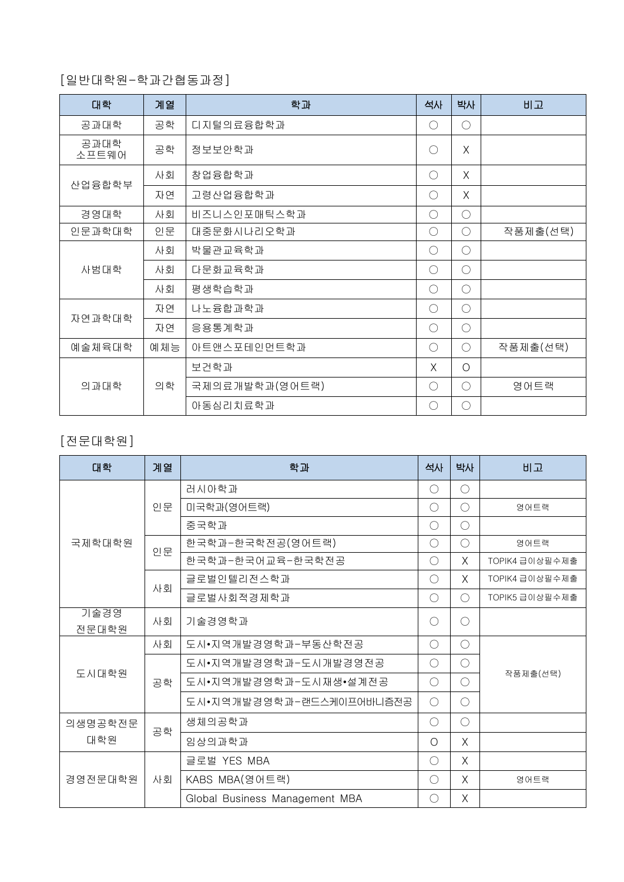[일반대학원-학과간협동과정]

| 대학 | 계열 | 학과 | 석사 | 박사 | 비고 |
|---|---|---|---|---|---|
| 공과대학 | 공학 | 디지털의료융합학과 | ○ | ○ | |
| 공과대학 소프트웨어 | 공학 | 정보보안학과 | ○ | X | |
| 산업융합학부 | 사회 | 창업융합학과 | ○ | X | |
| | 자연 | 고령산업융합학과 | ○ | X | |
| 경영대학 | 사회 | 비즈니스인포매틱스학과 | ○ | ○ | |
| 인문과학대학 | 인문 | 대중문화시나리오학과 | ○ | ○ | 작품제출(선택) |
| 사범대학 | 사회 | 박물관교육학과 | ○ | ○ | |
| | 사회 | 다문화교육학과 | ○ | ○ | |
| | 사회 | 평생학습학과 | ○ | ○ | |
| 자연과학대학 | 자연 | 나노융합과학과 | ○ | ○ | |
| | 자연 | 응용통계학과 | ○ | ○ | |
| 예술체육대학 | 예체능 | 아트앤스포테인먼트학과 | ○ | ○ | 작품제출(선택) |
| 의과대학 | 의학 | 보건학과 | X | O | |
| | | 국제의료개발학과(영어트랙) | ○ | ○ | 영어트랙 |
| | | 아동심리치료학과 | ○ | ○ | |

[전문대학원]

| 대학 | 계열 | 학과 | 석사 | 박사 | 비고 |
|---|---|---|---|---|---|
| 국제학대학원 | 인문 | 러시아학과 | ○ | ○ | |
| | | 미국학과(영어트랙) | ○ | ○ | 영어트랙 |
| | | 중국학과 | ○ | ○ | |
| | 인문 | 한국학과-한국학전공(영어트랙) | ○ | ○ | 영어트랙 |
| | | 한국학과-한국어교육-한국학전공 | ○ | X | TOPIK4 급이상필수제출 |
| | 사회 | 글로벌인텔리전스학과 | ○ | X | TOPIK4 급이상필수제출 |
| | | 글로벌사회적경제학과 | ○ | ○ | TOPIK5 급이상필수제출 |
| 기술경영 전문대학원 | 사회 | 기술경영학과 | ○ | ○ | |
| 도시대학원 | 사회 | 도시•지역개발경영학과-부동산학전공 | ○ | ○ | 작품제출(선택) |
| | 공학 | 도시•지역개발경영학과-도시개발경영전공 | ○ | ○ | |
| | | 도시•지역개발경영학과-도시재생•설계전공 | ○ | ○ | |
| | | 도시•지역개발경영학과-랜드스케이프어바니즘전공 | ○ | ○ | |
| 의생명공학전문 대학원 | 공학 | 생체의공학과 | ○ | ○ | |
| | | 임상의과학과 | O | X | |
| 경영전문대학원 | 사회 | 글로벌 YES MBA | ○ | X | |
| | | KABS MBA(영어트랙) | ○ | X | 영어트랙 |
| | | Global Business Management MBA | ○ | X | |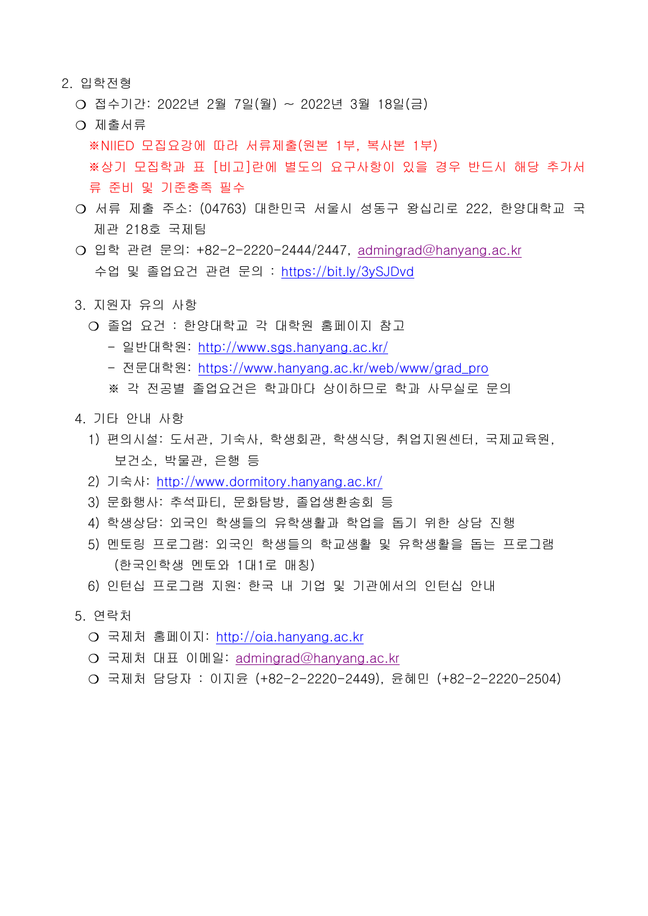2. 입학전형

❍ 접수기간: 2022년 2월 7일(월) ~ 2022년 3월 18일(금)

❍ 제출서류

※NIIED 모집요강에 따라 서류제출(원본 1부, 복사본 1부)

※상기 모집학과 표 [비고]란에 별도의 요구사항이 있을 경우 반드시 해당 추가서류 준비 및 기준충족 필수

❍ 서류 제출 주소: (04763) 대한민국 서울시 성동구 왕십리로 222, 한양대학교 국제관 218호 국제팀

❍ 입학 관련 문의: +82-2-2220-2444/2447, admingrad@hanyang.ac.kr

수업 및 졸업요건 관련 문의 : https://bit.ly/3ySJDvd

3. 지원자 유의 사항

❍ 졸업 요건 : 한양대학교 각 대학원 홈페이지 참고

- 일반대학원: http://www.sgs.hanyang.ac.kr/
- 전문대학원: https://www.hanyang.ac.kr/web/www/grad_pro

※ 각 전공별 졸업요건은 학과마다 상이하므로 학과 사무실로 문의

4. 기타 안내 사항

1) 편의시설: 도서관, 기숙사, 학생회관, 학생식당, 취업지원센터, 국제교육원, 보건소, 박물관, 은행 등
2) 기숙사: http://www.dormitory.hanyang.ac.kr/
3) 문화행사: 추석파티, 문화탐방, 졸업생환송회 등
4) 학생상담: 외국인 학생들의 유학생활과 학업을 돕기 위한 상담 진행
5) 멘토링 프로그램: 외국인 학생들의 학교생활 및 유학생활을 돕는 프로그램 (한국인학생 멘토와 1대1로 매칭)
6) 인턴십 프로그램 지원: 한국 내 기업 및 기관에서의 인턴십 안내

5. 연락처

❍ 국제처 홈페이지: http://oia.hanyang.ac.kr

❍ 국제처 대표 이메일: admingrad@hanyang.ac.kr

❍ 국제처 담당자 : 이지윤 (+82-2-2220-2449), 윤혜민 (+82-2-2220-2504)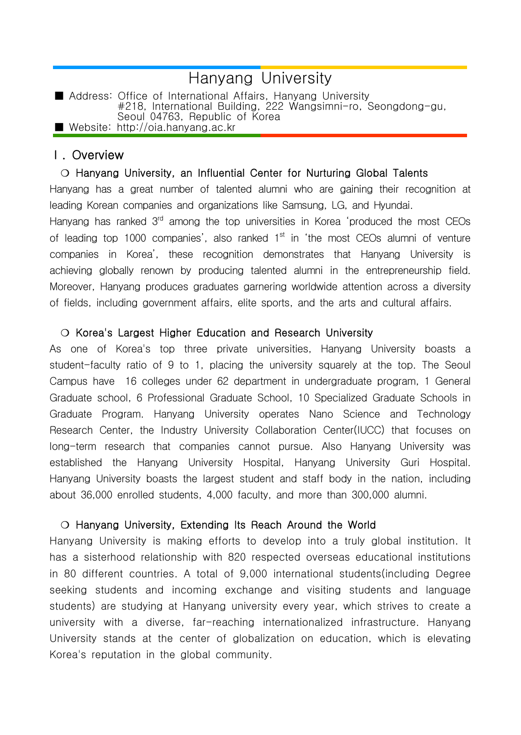# Hanyang University

■ Address: Office of International Affairs, Hanyang University
#218, International Building, 222 Wangsimni-ro, Seongdong-gu, Seoul 04763, Republic of Korea

■ Website: http://oia.hanyang.ac.kr

## Ⅰ. Overview

### ❍ Hanyang University, an Influential Center for Nurturing Global Talents

Hanyang has a great number of talented alumni who are gaining their recognition at leading Korean companies and organizations like Samsung, LG, and Hyundai.
Hanyang has ranked 3rd among the top universities in Korea 'produced the most CEOs of leading top 1000 companies', also ranked 1st in 'the most CEOs alumni of venture companies in Korea', these recognition demonstrates that Hanyang University is achieving globally renown by producing talented alumni in the entrepreneurship field. Moreover, Hanyang produces graduates garnering worldwide attention across a diversity of fields, including government affairs, elite sports, and the arts and cultural affairs.

### ❍ Korea's Largest Higher Education and Research University

As one of Korea's top three private universities, Hanyang University boasts a student-faculty ratio of 9 to 1, placing the university squarely at the top. The Seoul Campus have 16 colleges under 62 department in undergraduate program, 1 General Graduate school, 6 Professional Graduate School, 10 Specialized Graduate Schools in Graduate Program. Hanyang University operates Nano Science and Technology Research Center, the Industry University Collaboration Center(IUCC) that focuses on long-term research that companies cannot pursue. Also Hanyang University was established the Hanyang University Hospital, Hanyang University Guri Hospital. Hanyang University boasts the largest student and staff body in the nation, including about 36,000 enrolled students, 4,000 faculty, and more than 300,000 alumni.

### ❍ Hanyang University, Extending Its Reach Around the World

Hanyang University is making efforts to develop into a truly global institution. It has a sisterhood relationship with 820 respected overseas educational institutions in 80 different countries. A total of 9,000 international students(including Degree seeking students and incoming exchange and visiting students and language students) are studying at Hanyang university every year, which strives to create a university with a diverse, far-reaching internationalized infrastructure. Hanyang University stands at the center of globalization on education, which is elevating Korea's reputation in the global community.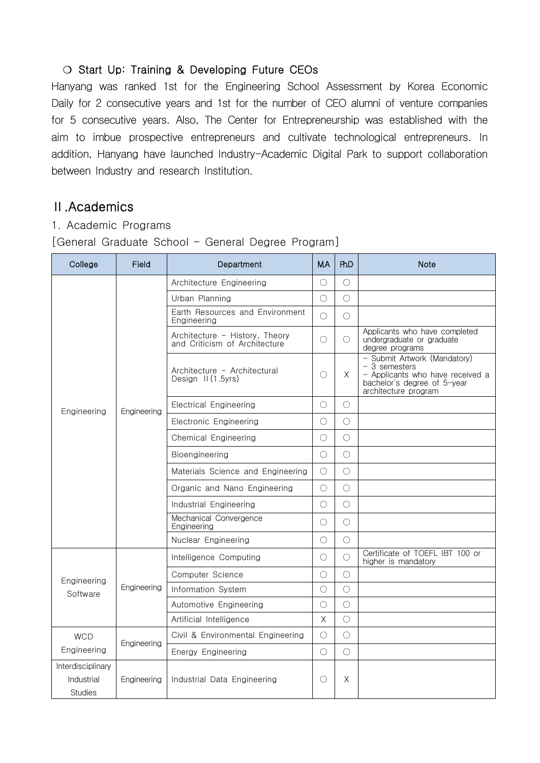❍ Start Up: Training & Developing Future CEOs

Hanyang was ranked 1st for the Engineering School Assessment by Korea Economic Daily for 2 consecutive years and 1st for the number of CEO alumni of venture companies for 5 consecutive years. Also, The Center for Entrepreneurship was established with the aim to imbue prospective entrepreneurs and cultivate technological entrepreneurs. In addition, Hanyang have launched Industry-Academic Digital Park to support collaboration between Industry and research Institution.

## Ⅱ.Academics

### 1. Academic Programs

[General Graduate School - General Degree Program]

| College | Field | Department | MA | PhD | Note |
|---|---|---|---|---|---|
| Engineering | Engineering | Architecture Engineering | ○ | ○ | |
| | | Urban Planning | ○ | ○ | |
| | | Earth Resources and Environment Engineering | ○ | ○ | |
| | | Architecture - History, Theory and Criticism of Architecture | ○ | ○ | Applicants who have completed undergraduate or graduate degree programs |
| | | Architecture - Architectural Design Ⅱ(1.5yrs) | ○ | X | - Submit Artwork (Mandatory)<br>- 3 semesters<br>- Applicants who have received a bachelor's degree of 5-year architecture program |
| | | Electrical Engineering | ○ | ○ | |
| | | Electronic Engineering | ○ | ○ | |
| | | Chemical Engineering | ○ | ○ | |
| | | Bioengineering | ○ | ○ | |
| | | Materials Science and Engineering | ○ | ○ | |
| | | Organic and Nano Engineering | ○ | ○ | |
| | | Industrial Engineering | ○ | ○ | |
| | | Mechanical Convergence Engineering | ○ | ○ | |
| | | Nuclear Engineering | ○ | ○ | |
| Engineering Software | Engineering | Intelligence Computing | ○ | ○ | Certificate of TOEFL IBT 100 or higher is mandatory |
| | | Computer Science | ○ | ○ | |
| | | Information System | ○ | ○ | |
| | | Automotive Engineering | ○ | ○ | |
| | | Artificial Intelligence | X | ○ | |
| WCD Engineering | Engineering | Civil & Environmental Engineering | ○ | ○ | |
| | | Energy Engineering | ○ | ○ | |
| Interdisciplinary Industrial Studies | Engineering | Industrial Data Engineering | ○ | X | |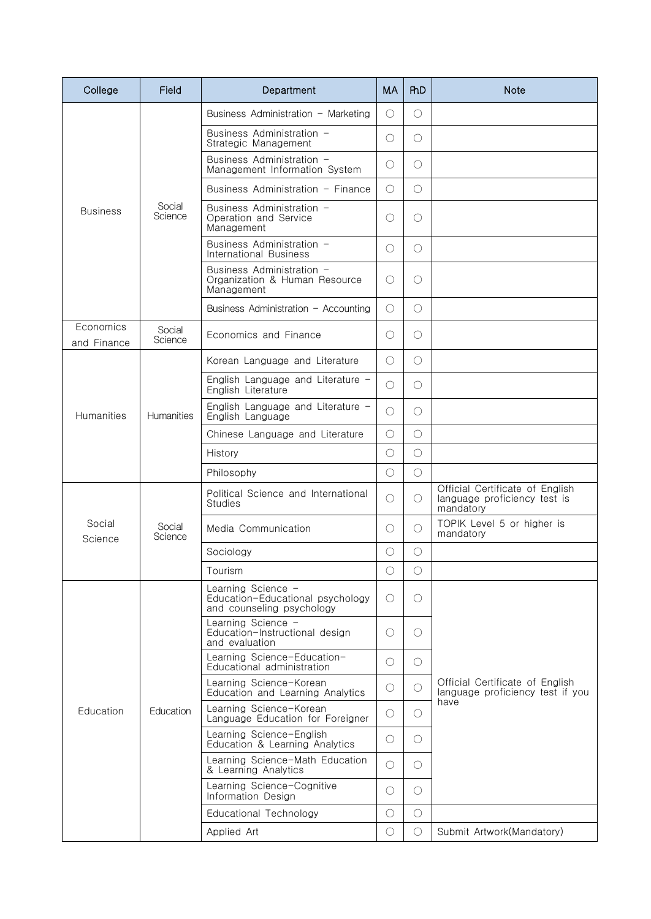| College | Field | Department | MA | PhD | Note |
|---|---|---|---|---|---|
| Business | Social Science | Business Administration – Marketing | ○ | ○ | |
| | | Business Administration – Strategic Management | ○ | ○ | |
| | | Business Administration – Management Information System | ○ | ○ | |
| | | Business Administration – Finance | ○ | ○ | |
| | | Business Administration – Operation and Service Management | ○ | ○ | |
| | | Business Administration – International Business | ○ | ○ | |
| | | Business Administration – Organization & Human Resource Management | ○ | ○ | |
| | | Business Administration – Accounting | ○ | ○ | |
| Economics and Finance | Social Science | Economics and Finance | ○ | ○ | |
| Humanities | Humanities | Korean Language and Literature | ○ | ○ | |
| | | English Language and Literature – English Literature | ○ | ○ | |
| | | English Language and Literature – English Language | ○ | ○ | |
| | | Chinese Language and Literature | ○ | ○ | |
| | | History | ○ | ○ | |
| | | Philosophy | ○ | ○ | |
| Social Science | Social Science | Political Science and International Studies | ○ | ○ | Official Certificate of English language proficiency test is mandatory |
| | | Media Communication | ○ | ○ | TOPIK Level 5 or higher is mandatory |
| | | Sociology | ○ | ○ | |
| | | Tourism | ○ | ○ | |
| Education | Education | Learning Science – Education–Educational psychology and counseling psychology | ○ | ○ | Official Certificate of English language proficiency test if you have |
| | | Learning Science – Education–Instructional design and evaluation | ○ | ○ | |
| | | Learning Science–Education–Educational administration | ○ | ○ | |
| | | Learning Science–Korean Education and Learning Analytics | ○ | ○ | |
| | | Learning Science–Korean Language Education for Foreigner | ○ | ○ | |
| | | Learning Science–English Education & Learning Analytics | ○ | ○ | |
| | | Learning Science–Math Education & Learning Analytics | ○ | ○ | |
| | | Learning Science–Cognitive Information Design | ○ | ○ | |
| | | Educational Technology | ○ | ○ | |
| | | Applied Art | ○ | ○ | Submit Artwork(Mandatory) |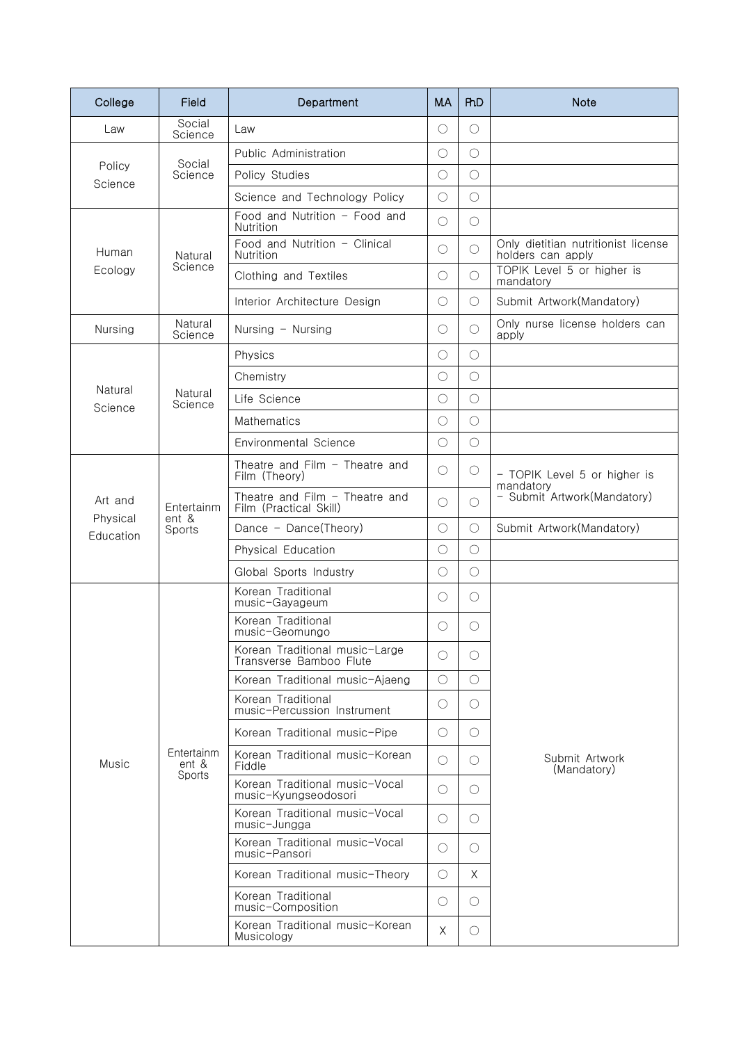| College | Field | Department | MA | PhD | Note |
|---|---|---|---|---|---|
| Law | Social Science | Law | ○ | ○ | |
| Policy Science | Social Science | Public Administration | ○ | ○ | |
| | | Policy Studies | ○ | ○ | |
| | | Science and Technology Policy | ○ | ○ | |
| Human Ecology | Natural Science | Food and Nutrition - Food and Nutrition | ○ | ○ | |
| | | Food and Nutrition - Clinical Nutrition | ○ | ○ | Only dietitian nutritionist license holders can apply |
| | | Clothing and Textiles | ○ | ○ | TOPIK Level 5 or higher is mandatory |
| | | Interior Architecture Design | ○ | ○ | Submit Artwork(Mandatory) |
| Nursing | Natural Science | Nursing - Nursing | ○ | ○ | Only nurse license holders can apply |
| Natural Science | Natural Science | Physics | ○ | ○ | |
| | | Chemistry | ○ | ○ | |
| | | Life Science | ○ | ○ | |
| | | Mathematics | ○ | ○ | |
| | | Environmental Science | ○ | ○ | |
| Art and Physical Education | Entertainment & Sports | Theatre and Film - Theatre and Film (Theory) | ○ | ○ | - TOPIK Level 5 or higher is mandatory<br>- Submit Artwork(Mandatory) |
| | | Theatre and Film - Theatre and Film (Practical Skill) | ○ | ○ | |
| | | Dance - Dance(Theory) | ○ | ○ | Submit Artwork(Mandatory) |
| | | Physical Education | ○ | ○ | |
| | | Global Sports Industry | ○ | ○ | |
| Music | Entertainment & Sports | Korean Traditional music-Gayageum | ○ | ○ | Submit Artwork (Mandatory) |
| | | Korean Traditional music-Geomungo | ○ | ○ | |
| | | Korean Traditional music-Large Transverse Bamboo Flute | ○ | ○ | |
| | | Korean Traditional music-Ajaeng | ○ | ○ | |
| | | Korean Traditional music-Percussion Instrument | ○ | ○ | |
| | | Korean Traditional music-Pipe | ○ | ○ | |
| | | Korean Traditional music-Korean Fiddle | ○ | ○ | |
| | | Korean Traditional music-Vocal music-Kyungseodosori | ○ | ○ | |
| | | Korean Traditional music-Vocal music-Jungga | ○ | ○ | |
| | | Korean Traditional music-Vocal music-Pansori | ○ | ○ | |
| | | Korean Traditional music-Theory | ○ | X | |
| | | Korean Traditional music-Composition | ○ | ○ | |
| | | Korean Traditional music-Korean Musicology | X | ○ | |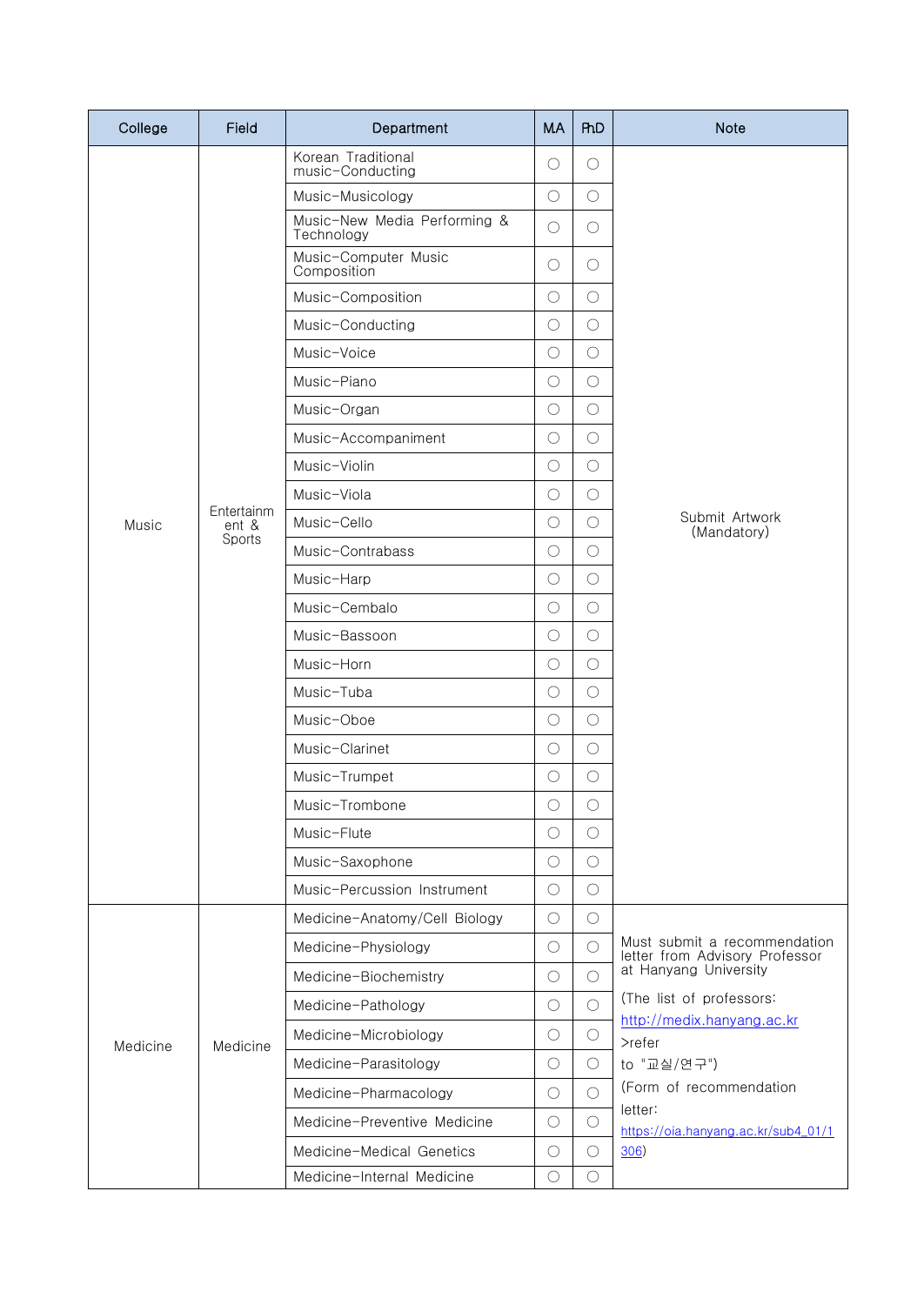| College | Field | Department | MA | PhD | Note |
|---|---|---|---|---|---|
| Music | Entertainment & Sports | Korean Traditional music-Conducting | ○ | ○ | Submit Artwork (Mandatory) |
| | | Music-Musicology | ○ | ○ | |
| | | Music-New Media Performing & Technology | ○ | ○ | |
| | | Music-Computer Music Composition | ○ | ○ | |
| | | Music-Composition | ○ | ○ | |
| | | Music-Conducting | ○ | ○ | |
| | | Music-Voice | ○ | ○ | |
| | | Music-Piano | ○ | ○ | |
| | | Music-Organ | ○ | ○ | |
| | | Music-Accompaniment | ○ | ○ | |
| | | Music-Violin | ○ | ○ | |
| | | Music-Viola | ○ | ○ | |
| | | Music-Cello | ○ | ○ | |
| | | Music-Contrabass | ○ | ○ | |
| | | Music-Harp | ○ | ○ | |
| | | Music-Cembalo | ○ | ○ | |
| | | Music-Bassoon | ○ | ○ | |
| | | Music-Horn | ○ | ○ | |
| | | Music-Tuba | ○ | ○ | |
| | | Music-Oboe | ○ | ○ | |
| | | Music-Clarinet | ○ | ○ | |
| | | Music-Trumpet | ○ | ○ | |
| | | Music-Trombone | ○ | ○ | |
| | | Music-Flute | ○ | ○ | |
| | | Music-Saxophone | ○ | ○ | |
| | | Music-Percussion Instrument | ○ | ○ | |
| Medicine | Medicine | Medicine-Anatomy/Cell Biology | ○ | ○ | Must submit a recommendation letter from Advisory Professor at Hanyang University (The list of professors: http://medix.hanyang.ac.kr >refer to "교실/연구") (Form of recommendation letter: https://oia.hanyang.ac.kr/sub4_01/1306) |
| | | Medicine-Physiology | ○ | ○ | |
| | | Medicine-Biochemistry | ○ | ○ | |
| | | Medicine-Pathology | ○ | ○ | |
| | | Medicine-Microbiology | ○ | ○ | |
| | | Medicine-Parasitology | ○ | ○ | |
| | | Medicine-Pharmacology | ○ | ○ | |
| | | Medicine-Preventive Medicine | ○ | ○ | |
| | | Medicine-Medical Genetics | ○ | ○ | |
| | | Medicine-Internal Medicine | ○ | ○ | |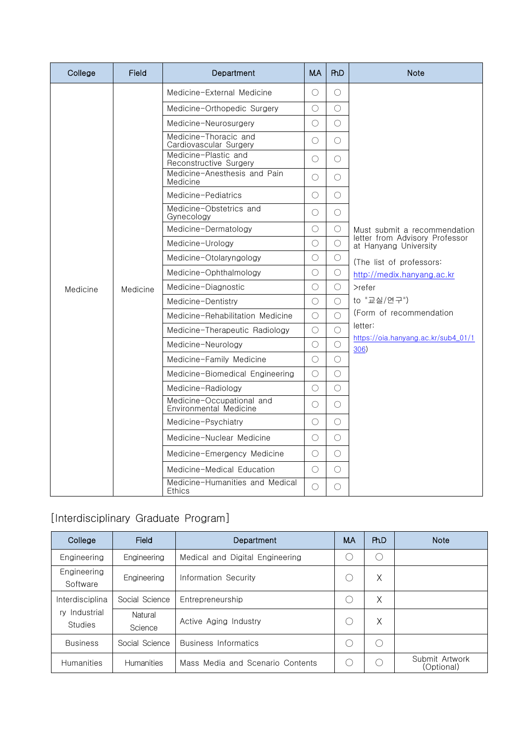| College | Field | Department | M.A | Ph.D | Note |
|---|---|---|---|---|---|
| Medicine | Medicine | Medicine-External Medicine | ○ | ○ | Must submit a recommendation letter from Advisory Professor at Hanyang University (The list of professors: http://medix.hanyang.ac.kr >refer to "교실/연구") (Form of recommendation letter: https://oia.hanyang.ac.kr/sub4_01/1306) |
| | | Medicine-Orthopedic Surgery | ○ | ○ | |
| | | Medicine-Neurosurgery | ○ | ○ | |
| | | Medicine-Thoracic and Cardiovascular Surgery | ○ | ○ | |
| | | Medicine-Plastic and Reconstructive Surgery | ○ | ○ | |
| | | Medicine-Anesthesia and Pain Medicine | ○ | ○ | |
| | | Medicine-Pediatrics | ○ | ○ | |
| | | Medicine-Obstetrics and Gynecology | ○ | ○ | |
| | | Medicine-Dermatology | ○ | ○ | |
| | | Medicine-Urology | ○ | ○ | |
| | | Medicine-Otolaryngology | ○ | ○ | |
| | | Medicine-Ophthalmology | ○ | ○ | |
| | | Medicine-Diagnostic | ○ | ○ | |
| | | Medicine-Dentistry | ○ | ○ | |
| | | Medicine-Rehabilitation Medicine | ○ | ○ | |
| | | Medicine-Therapeutic Radiology | ○ | ○ | |
| | | Medicine-Neurology | ○ | ○ | |
| | | Medicine-Family Medicine | ○ | ○ | |
| | | Medicine-Biomedical Engineering | ○ | ○ | |
| | | Medicine-Radiology | ○ | ○ | |
| | | Medicine-Occupational and Environmental Medicine | ○ | ○ | |
| | | Medicine-Psychiatry | ○ | ○ | |
| | | Medicine-Nuclear Medicine | ○ | ○ | |
| | | Medicine-Emergency Medicine | ○ | ○ | |
| | | Medicine-Medical Education | ○ | ○ | |
| | | Medicine-Humanities and Medical Ethics | ○ | ○ | |

[Interdisciplinary Graduate Program]

| College | Field | Department | M.A | Ph.D | Note |
|---|---|---|---|---|---|
| Engineering | Engineering | Medical and Digital Engineering | ○ | ○ | |
| Engineering Software | Engineering | Information Security | ○ | X | |
| Interdisciplinary Industrial Studies | Social Science | Entrepreneurship | ○ | X | |
| | Natural Science | Active Aging Industry | ○ | X | |
| Business | Social Science | Business Informatics | ○ | ○ | |
| Humanities | Humanities | Mass Media and Scenario Contents | ○ | ○ | Submit Artwork (Optional) |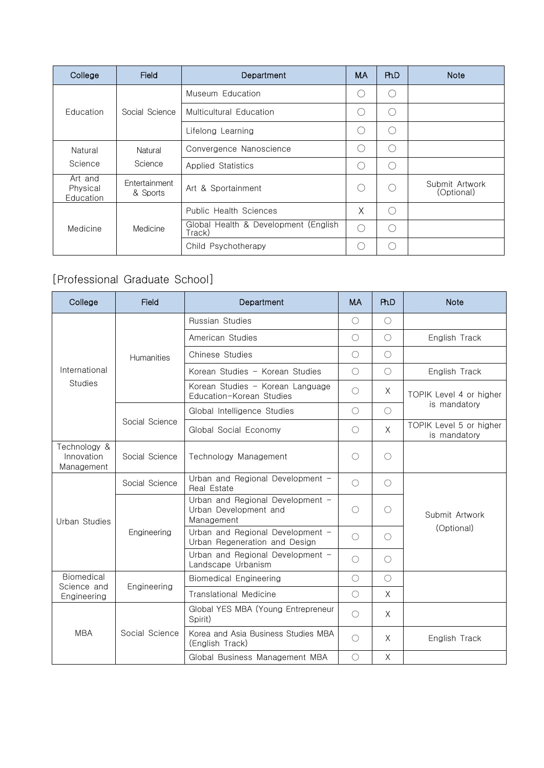| College | Field | Department | MA | Ph.D | Note |
|---|---|---|---|---|---|
| Education | Social Science | Museum Education | ○ | ○ | |
| | | Multicultural Education | ○ | ○ | |
| | | Lifelong Learning | ○ | ○ | |
| Natural Science | Natural Science | Convergence Nanoscience | ○ | ○ | |
| | | Applied Statistics | ○ | ○ | |
| Art and Physical Education | Entertainment & Sports | Art & Sportainment | ○ | ○ | Submit Artwork (Optional) |
| Medicine | Medicine | Public Health Sciences | X | ○ | |
| | | Global Health & Development (English Track) | ○ | ○ | |
| | | Child Psychotherapy | ○ | ○ | |

## [Professional Graduate School]

| College | Field | Department | MA | Ph.D | Note |
|---|---|---|---|---|---|
| International Studies | Humanities | Russian Studies | ○ | ○ | |
| | | American Studies | ○ | ○ | English Track |
| | | Chinese Studies | ○ | ○ | |
| | | Korean Studies - Korean Studies | ○ | ○ | English Track |
| | | Korean Studies - Korean Language Education-Korean Studies | ○ | X | TOPIK Level 4 or higher is mandatory |
| | Social Science | Global Intelligence Studies | ○ | ○ | |
| | | Global Social Economy | ○ | X | TOPIK Level 5 or higher is mandatory |
| Technology & Innovation Management | Social Science | Technology Management | ○ | ○ | |
| Urban Studies | Social Science | Urban and Regional Development - Real Estate | ○ | ○ | Submit Artwork (Optional) |
| | Engineering | Urban and Regional Development - Urban Development and Management | ○ | ○ | |
| | | Urban and Regional Development - Urban Regeneration and Design | ○ | ○ | |
| | | Urban and Regional Development - Landscape Urbanism | ○ | ○ | |
| Biomedical Science and Engineering | Engineering | Biomedical Engineering | ○ | ○ | |
| | | Translational Medicine | ○ | X | |
| MBA | Social Science | Global YES MBA (Young Entrepreneur Spirit) | ○ | X | |
| | | Korea and Asia Business Studies MBA (English Track) | ○ | X | English Track |
| | | Global Business Management MBA | ○ | X | |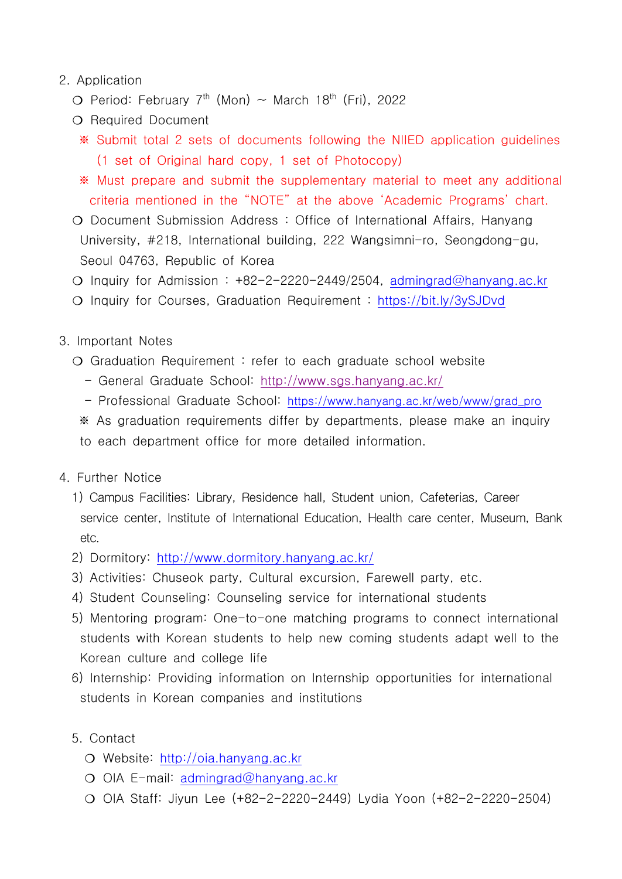## 2. Application

- ❍ Period: February 7th (Mon) ~ March 18th (Fri), 2022
- ❍ Required Document
  - ※ Submit total 2 sets of documents following the NIIED application guidelines (1 set of Original hard copy, 1 set of Photocopy)
  - ※ Must prepare and submit the supplementary material to meet any additional criteria mentioned in the "NOTE" at the above 'Academic Programs' chart.
- ❍ Document Submission Address : Office of International Affairs, Hanyang University, #218, International building, 222 Wangsimni-ro, Seongdong-gu, Seoul 04763, Republic of Korea
- ❍ Inquiry for Admission : +82-2-2220-2449/2504, admingrad@hanyang.ac.kr
- ❍ Inquiry for Courses, Graduation Requirement : https://bit.ly/3ySJDvd

## 3. Important Notes

- ❍ Graduation Requirement : refer to each graduate school website
  - General Graduate School: http://www.sgs.hanyang.ac.kr/
  - Professional Graduate School: https://www.hanyang.ac.kr/web/www/grad_pro
  - ※ As graduation requirements differ by departments, please make an inquiry to each department office for more detailed information.

## 4. Further Notice

1) Campus Facilities: Library, Residence hall, Student union, Cafeterias, Career service center, Institute of International Education, Health care center, Museum, Bank etc.
2) Dormitory: http://www.dormitory.hanyang.ac.kr/
3) Activities: Chuseok party, Cultural excursion, Farewell party, etc.
4) Student Counseling: Counseling service for international students
5) Mentoring program: One-to-one matching programs to connect international students with Korean students to help new coming students adapt well to the Korean culture and college life
6) Internship: Providing information on Internship opportunities for international students in Korean companies and institutions

## 5. Contact

- ❍ Website: http://oia.hanyang.ac.kr
- ❍ OIA E-mail: admingrad@hanyang.ac.kr
- ❍ OIA Staff: Jiyun Lee (+82-2-2220-2449) Lydia Yoon (+82-2-2220-2504)